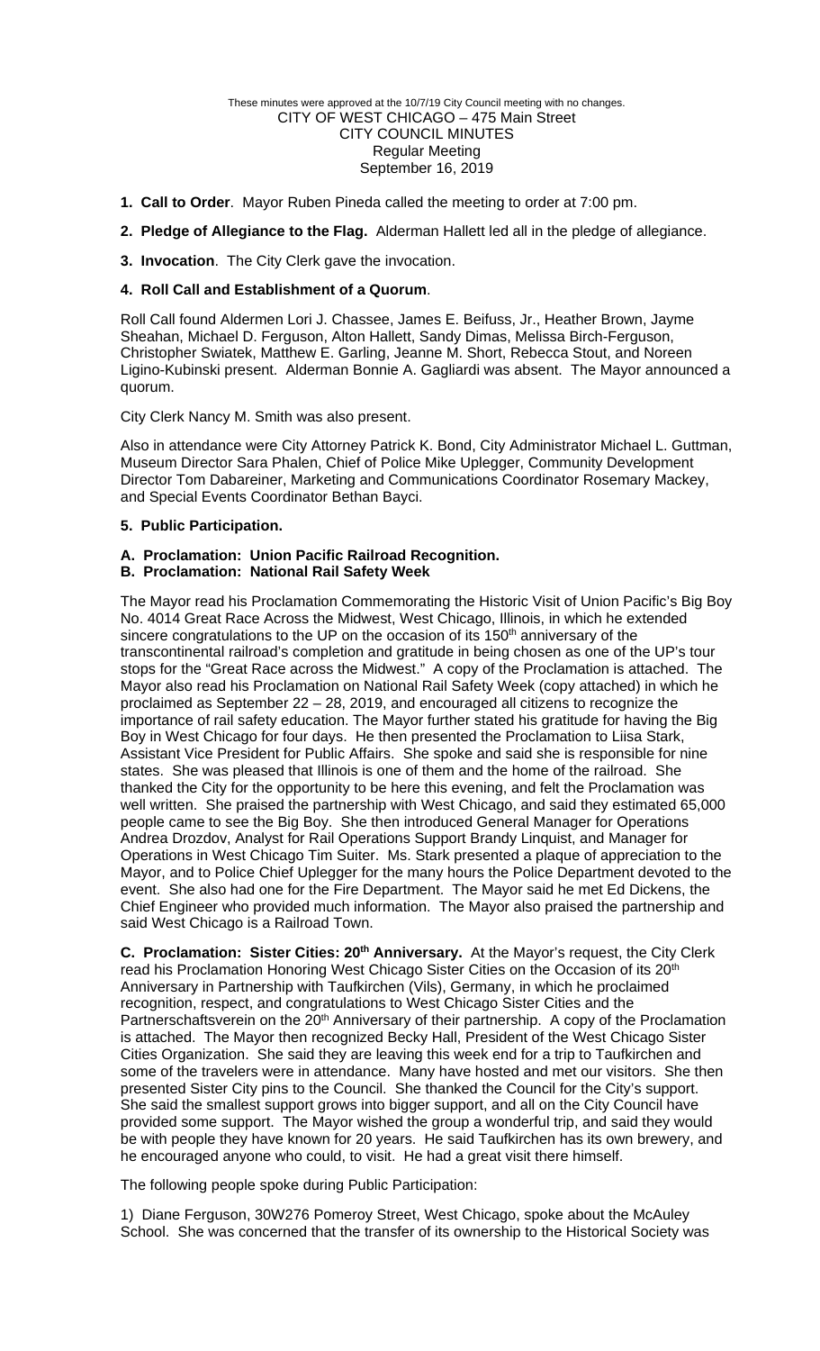These minutes were approved at the 10/7/19 City Council meeting with no changes.

CITY OF WEST CHICAGO – 475 Main Street
CITY COUNCIL MINUTES
Regular Meeting
September 16, 2019

**1. Call to Order**. Mayor Ruben Pineda called the meeting to order at 7:00 pm.

**2. Pledge of Allegiance to the Flag.** Alderman Hallett led all in the pledge of allegiance.

**3. Invocation**. The City Clerk gave the invocation.

**4. Roll Call and Establishment of a Quorum**.

Roll Call found Aldermen Lori J. Chassee, James E. Beifuss, Jr., Heather Brown, Jayme Sheahan, Michael D. Ferguson, Alton Hallett, Sandy Dimas, Melissa Birch-Ferguson, Christopher Swiatek, Matthew E. Garling, Jeanne M. Short, Rebecca Stout, and Noreen Ligino-Kubinski present. Alderman Bonnie A. Gagliardi was absent. The Mayor announced a quorum.

City Clerk Nancy M. Smith was also present.

Also in attendance were City Attorney Patrick K. Bond, City Administrator Michael L. Guttman, Museum Director Sara Phalen, Chief of Police Mike Uplegger, Community Development Director Tom Dabareiner, Marketing and Communications Coordinator Rosemary Mackey, and Special Events Coordinator Bethan Bayci.

**5. Public Participation.**

**A. Proclamation: Union Pacific Railroad Recognition.**
**B. Proclamation: National Rail Safety Week**

The Mayor read his Proclamation Commemorating the Historic Visit of Union Pacific's Big Boy No. 4014 Great Race Across the Midwest, West Chicago, Illinois, in which he extended sincere congratulations to the UP on the occasion of its 150th anniversary of the transcontinental railroad's completion and gratitude in being chosen as one of the UP's tour stops for the "Great Race across the Midwest." A copy of the Proclamation is attached. The Mayor also read his Proclamation on National Rail Safety Week (copy attached) in which he proclaimed as September 22 – 28, 2019, and encouraged all citizens to recognize the importance of rail safety education. The Mayor further stated his gratitude for having the Big Boy in West Chicago for four days. He then presented the Proclamation to Liisa Stark, Assistant Vice President for Public Affairs. She spoke and said she is responsible for nine states. She was pleased that Illinois is one of them and the home of the railroad. She thanked the City for the opportunity to be here this evening, and felt the Proclamation was well written. She praised the partnership with West Chicago, and said they estimated 65,000 people came to see the Big Boy. She then introduced General Manager for Operations Andrea Drozdov, Analyst for Rail Operations Support Brandy Linquist, and Manager for Operations in West Chicago Tim Suiter. Ms. Stark presented a plaque of appreciation to the Mayor, and to Police Chief Uplegger for the many hours the Police Department devoted to the event. She also had one for the Fire Department. The Mayor said he met Ed Dickens, the Chief Engineer who provided much information. The Mayor also praised the partnership and said West Chicago is a Railroad Town.

**C. Proclamation: Sister Cities: 20th Anniversary.** At the Mayor's request, the City Clerk read his Proclamation Honoring West Chicago Sister Cities on the Occasion of its 20th Anniversary in Partnership with Taufkirchen (Vils), Germany, in which he proclaimed recognition, respect, and congratulations to West Chicago Sister Cities and the Partnerschaftsverein on the 20th Anniversary of their partnership. A copy of the Proclamation is attached. The Mayor then recognized Becky Hall, President of the West Chicago Sister Cities Organization. She said they are leaving this week end for a trip to Taufkirchen and some of the travelers were in attendance. Many have hosted and met our visitors. She then presented Sister City pins to the Council. She thanked the Council for the City's support. She said the smallest support grows into bigger support, and all on the City Council have provided some support. The Mayor wished the group a wonderful trip, and said they would be with people they have known for 20 years. He said Taufkirchen has its own brewery, and he encouraged anyone who could, to visit. He had a great visit there himself.

The following people spoke during Public Participation:

1) Diane Ferguson, 30W276 Pomeroy Street, West Chicago, spoke about the McAuley School. She was concerned that the transfer of its ownership to the Historical Society was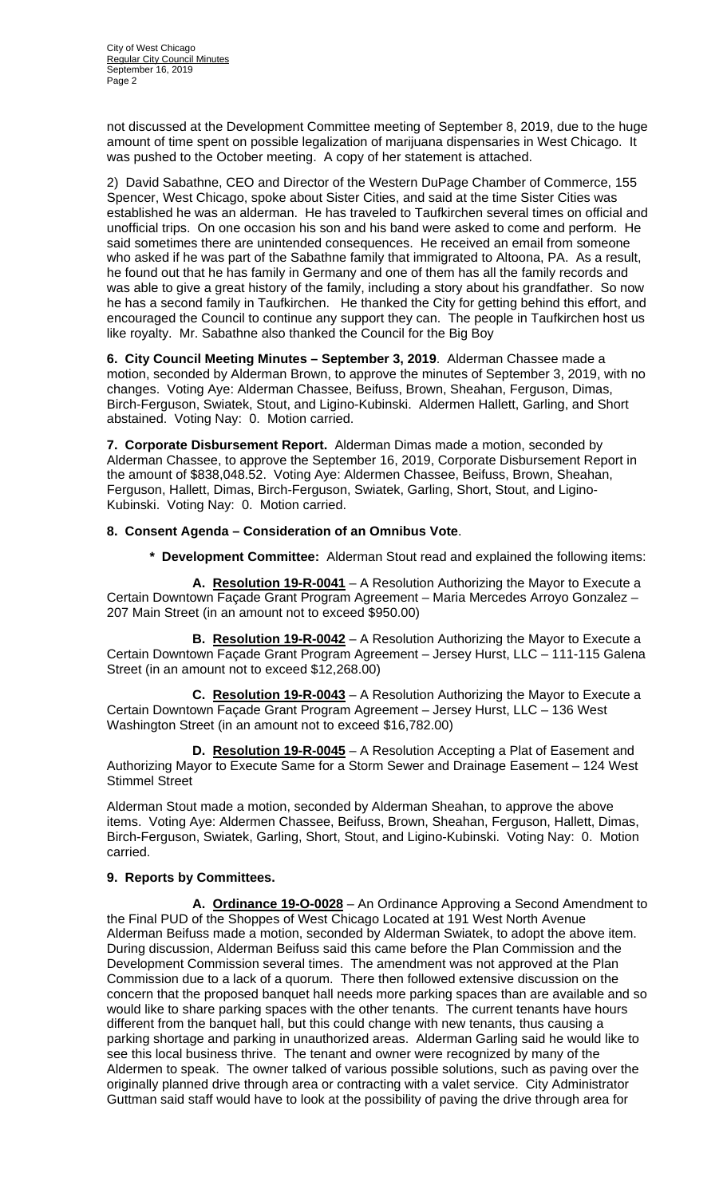not discussed at the Development Committee meeting of September 8, 2019, due to the huge amount of time spent on possible legalization of marijuana dispensaries in West Chicago. It was pushed to the October meeting. A copy of her statement is attached.

2) David Sabathne, CEO and Director of the Western DuPage Chamber of Commerce, 155 Spencer, West Chicago, spoke about Sister Cities, and said at the time Sister Cities was established he was an alderman. He has traveled to Taufkirchen several times on official and unofficial trips. On one occasion his son and his band were asked to come and perform. He said sometimes there are unintended consequences. He received an email from someone who asked if he was part of the Sabathne family that immigrated to Altoona, PA. As a result, he found out that he has family in Germany and one of them has all the family records and was able to give a great history of the family, including a story about his grandfather. So now he has a second family in Taufkirchen. He thanked the City for getting behind this effort, and encouraged the Council to continue any support they can. The people in Taufkirchen host us like royalty. Mr. Sabathne also thanked the Council for the Big Boy

**6. City Council Meeting Minutes – September 3, 2019**. Alderman Chassee made a motion, seconded by Alderman Brown, to approve the minutes of September 3, 2019, with no changes. Voting Aye: Alderman Chassee, Beifuss, Brown, Sheahan, Ferguson, Dimas, Birch-Ferguson, Swiatek, Stout, and Ligino-Kubinski. Aldermen Hallett, Garling, and Short abstained. Voting Nay: 0. Motion carried.

**7. Corporate Disbursement Report.** Alderman Dimas made a motion, seconded by Alderman Chassee, to approve the September 16, 2019, Corporate Disbursement Report in the amount of $838,048.52. Voting Aye: Aldermen Chassee, Beifuss, Brown, Sheahan, Ferguson, Hallett, Dimas, Birch-Ferguson, Swiatek, Garling, Short, Stout, and Ligino-Kubinski. Voting Nay: 0. Motion carried.

**8. Consent Agenda – Consideration of an Omnibus Vote**.

**\* Development Committee:** Alderman Stout read and explained the following items:

**A. Resolution 19-R-0041** – A Resolution Authorizing the Mayor to Execute a Certain Downtown Façade Grant Program Agreement – Maria Mercedes Arroyo Gonzalez – 207 Main Street (in an amount not to exceed $950.00)

**B. Resolution 19-R-0042** – A Resolution Authorizing the Mayor to Execute a Certain Downtown Façade Grant Program Agreement – Jersey Hurst, LLC – 111-115 Galena Street (in an amount not to exceed $12,268.00)

**C. Resolution 19-R-0043** – A Resolution Authorizing the Mayor to Execute a Certain Downtown Façade Grant Program Agreement – Jersey Hurst, LLC – 136 West Washington Street (in an amount not to exceed $16,782.00)

**D. Resolution 19-R-0045** – A Resolution Accepting a Plat of Easement and Authorizing Mayor to Execute Same for a Storm Sewer and Drainage Easement – 124 West Stimmel Street

Alderman Stout made a motion, seconded by Alderman Sheahan, to approve the above items. Voting Aye: Aldermen Chassee, Beifuss, Brown, Sheahan, Ferguson, Hallett, Dimas, Birch-Ferguson, Swiatek, Garling, Short, Stout, and Ligino-Kubinski. Voting Nay: 0. Motion carried.

**9. Reports by Committees.**

**A. Ordinance 19-O-0028** – An Ordinance Approving a Second Amendment to the Final PUD of the Shoppes of West Chicago Located at 191 West North Avenue Alderman Beifuss made a motion, seconded by Alderman Swiatek, to adopt the above item. During discussion, Alderman Beifuss said this came before the Plan Commission and the Development Commission several times. The amendment was not approved at the Plan Commission due to a lack of a quorum. There then followed extensive discussion on the concern that the proposed banquet hall needs more parking spaces than are available and so would like to share parking spaces with the other tenants. The current tenants have hours different from the banquet hall, but this could change with new tenants, thus causing a parking shortage and parking in unauthorized areas. Alderman Garling said he would like to see this local business thrive. The tenant and owner were recognized by many of the Aldermen to speak. The owner talked of various possible solutions, such as paving over the originally planned drive through area or contracting with a valet service. City Administrator Guttman said staff would have to look at the possibility of paving the drive through area for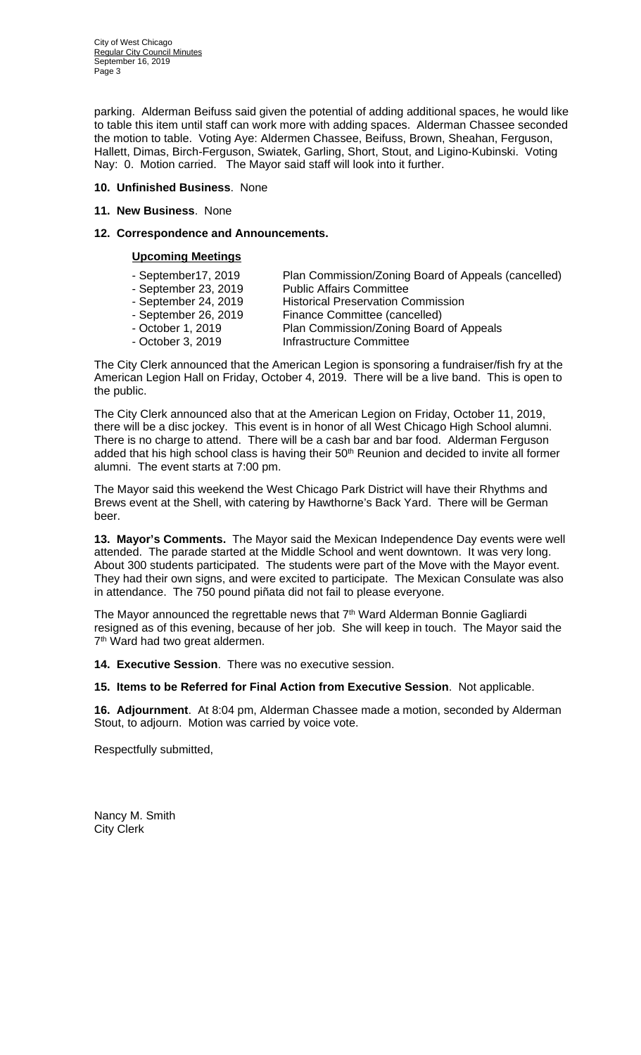parking. Alderman Beifuss said given the potential of adding additional spaces, he would like to table this item until staff can work more with adding spaces. Alderman Chassee seconded the motion to table. Voting Aye: Aldermen Chassee, Beifuss, Brown, Sheahan, Ferguson, Hallett, Dimas, Birch-Ferguson, Swiatek, Garling, Short, Stout, and Ligino-Kubinski. Voting Nay: 0. Motion carried. The Mayor said staff will look into it further.

**10. Unfinished Business**. None

**11. New Business**. None

**12. Correspondence and Announcements.**

**Upcoming Meetings**

| | |
|---|---|
| - September17, 2019 | Plan Commission/Zoning Board of Appeals (cancelled) |
| - September 23, 2019 | Public Affairs Committee |
| - September 24, 2019 | Historical Preservation Commission |
| - September 26, 2019 | Finance Committee (cancelled) |
| - October 1, 2019 | Plan Commission/Zoning Board of Appeals |
| - October 3, 2019 | Infrastructure Committee |

The City Clerk announced that the American Legion is sponsoring a fundraiser/fish fry at the American Legion Hall on Friday, October 4, 2019. There will be a live band. This is open to the public.

The City Clerk announced also that at the American Legion on Friday, October 11, 2019, there will be a disc jockey. This event is in honor of all West Chicago High School alumni. There is no charge to attend. There will be a cash bar and bar food. Alderman Ferguson added that his high school class is having their 50th Reunion and decided to invite all former alumni. The event starts at 7:00 pm.

The Mayor said this weekend the West Chicago Park District will have their Rhythms and Brews event at the Shell, with catering by Hawthorne's Back Yard. There will be German beer.

**13. Mayor's Comments.** The Mayor said the Mexican Independence Day events were well attended. The parade started at the Middle School and went downtown. It was very long. About 300 students participated. The students were part of the Move with the Mayor event. They had their own signs, and were excited to participate. The Mexican Consulate was also in attendance. The 750 pound piñata did not fail to please everyone.

The Mayor announced the regrettable news that 7th Ward Alderman Bonnie Gagliardi resigned as of this evening, because of her job. She will keep in touch. The Mayor said the 7th Ward had two great aldermen.

**14. Executive Session**. There was no executive session.

**15. Items to be Referred for Final Action from Executive Session**. Not applicable.

**16. Adjournment**. At 8:04 pm, Alderman Chassee made a motion, seconded by Alderman Stout, to adjourn. Motion was carried by voice vote.

Respectfully submitted,

Nancy M. Smith
City Clerk